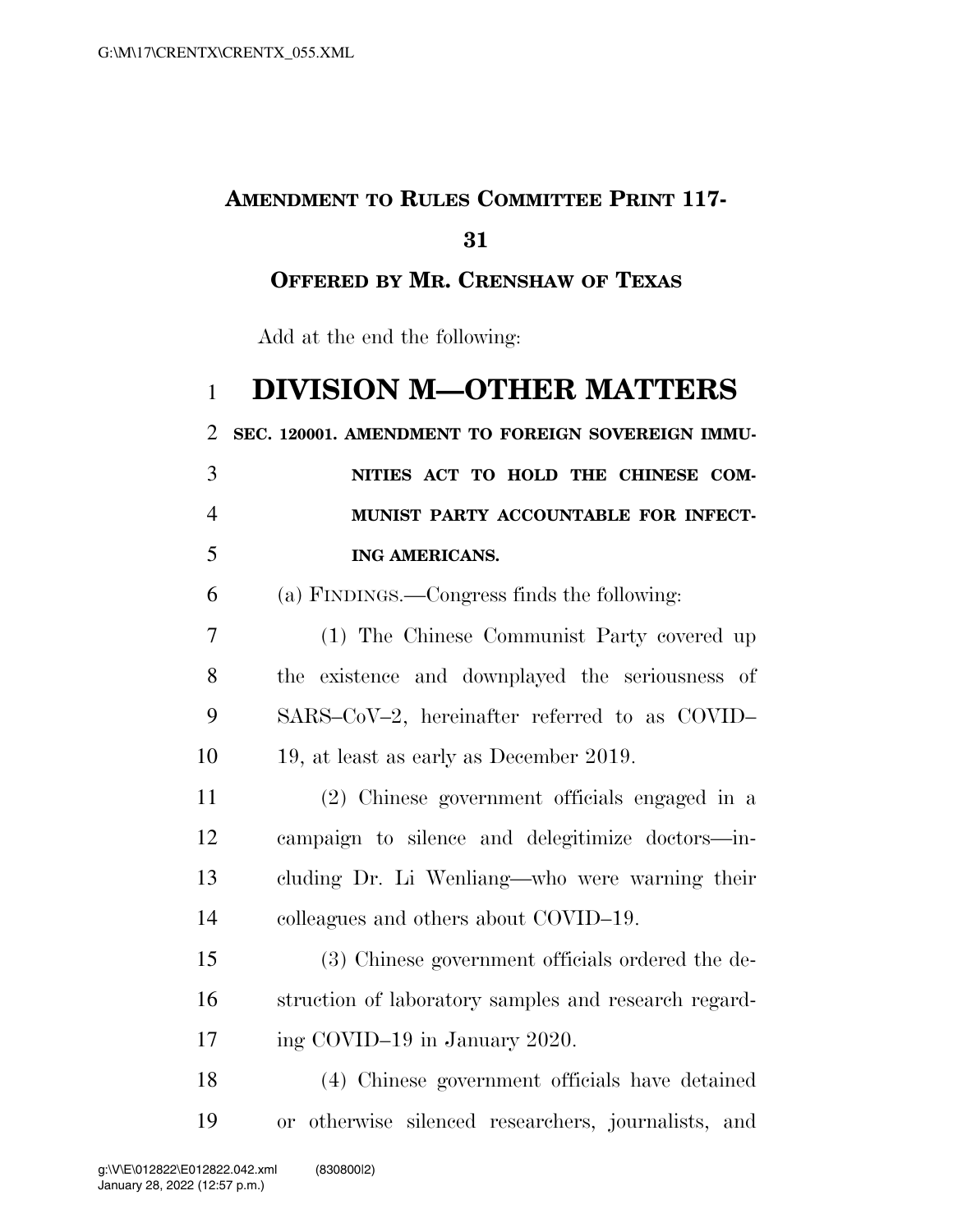**AMENDMENT TO RULES COMMITTEE PRINT 117-31**

**OFFERED BY MR. CRENSHAW OF TEXAS**

Add at the end the following:

# DIVISION M—OTHER MATTERS

**SEC. 120001. AMENDMENT TO FOREIGN SOVEREIGN IMMUNITIES ACT TO HOLD THE CHINESE COMMUNIST PARTY ACCOUNTABLE FOR INFECTING AMERICANS.**

(a) FINDINGS.—Congress finds the following:

(1) The Chinese Communist Party covered up the existence and downplayed the seriousness of SARS–CoV–2, hereinafter referred to as COVID–19, at least as early as December 2019.

(2) Chinese government officials engaged in a campaign to silence and delegitimize doctors—including Dr. Li Wenliang—who were warning their colleagues and others about COVID–19.

(3) Chinese government officials ordered the destruction of laboratory samples and research regarding COVID–19 in January 2020.

(4) Chinese government officials have detained or otherwise silenced researchers, journalists, and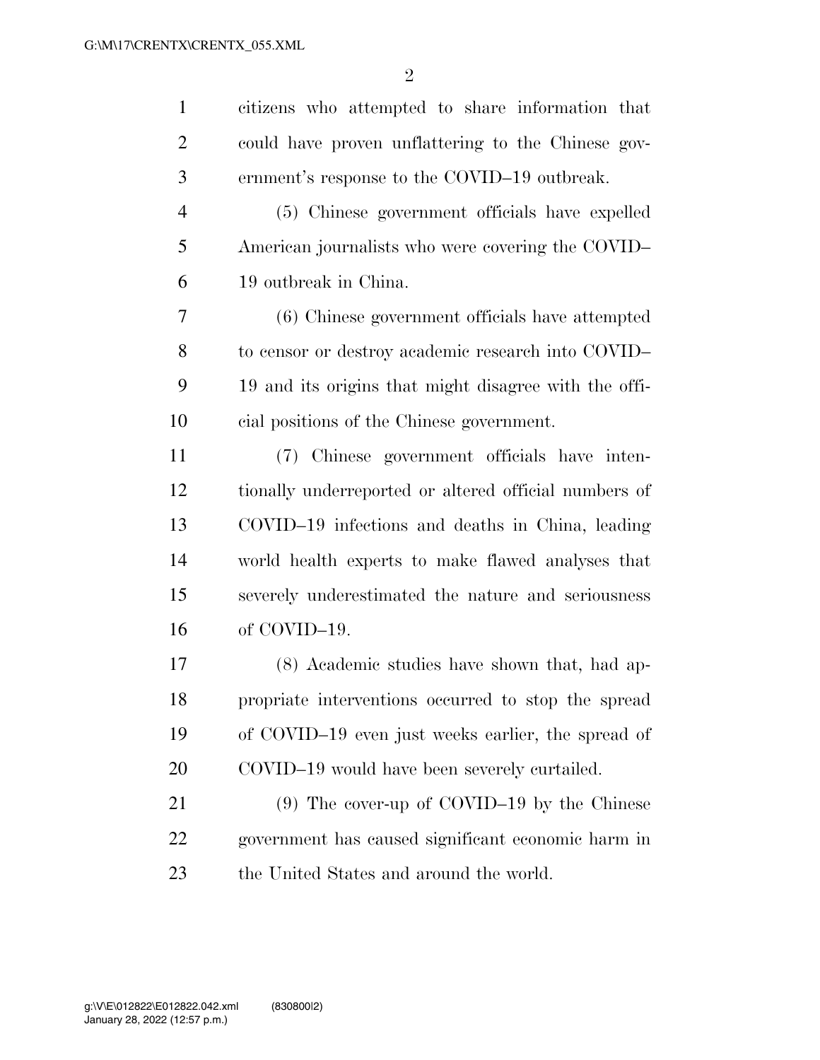citizens who attempted to share information that could have proven unflattering to the Chinese government's response to the COVID–19 outbreak.

(5) Chinese government officials have expelled American journalists who were covering the COVID–19 outbreak in China.

(6) Chinese government officials have attempted to censor or destroy academic research into COVID–19 and its origins that might disagree with the official positions of the Chinese government.

(7) Chinese government officials have intentionally underreported or altered official numbers of COVID–19 infections and deaths in China, leading world health experts to make flawed analyses that severely underestimated the nature and seriousness of COVID–19.

(8) Academic studies have shown that, had appropriate interventions occurred to stop the spread of COVID–19 even just weeks earlier, the spread of COVID–19 would have been severely curtailed.

(9) The cover-up of COVID–19 by the Chinese government has caused significant economic harm in the United States and around the world.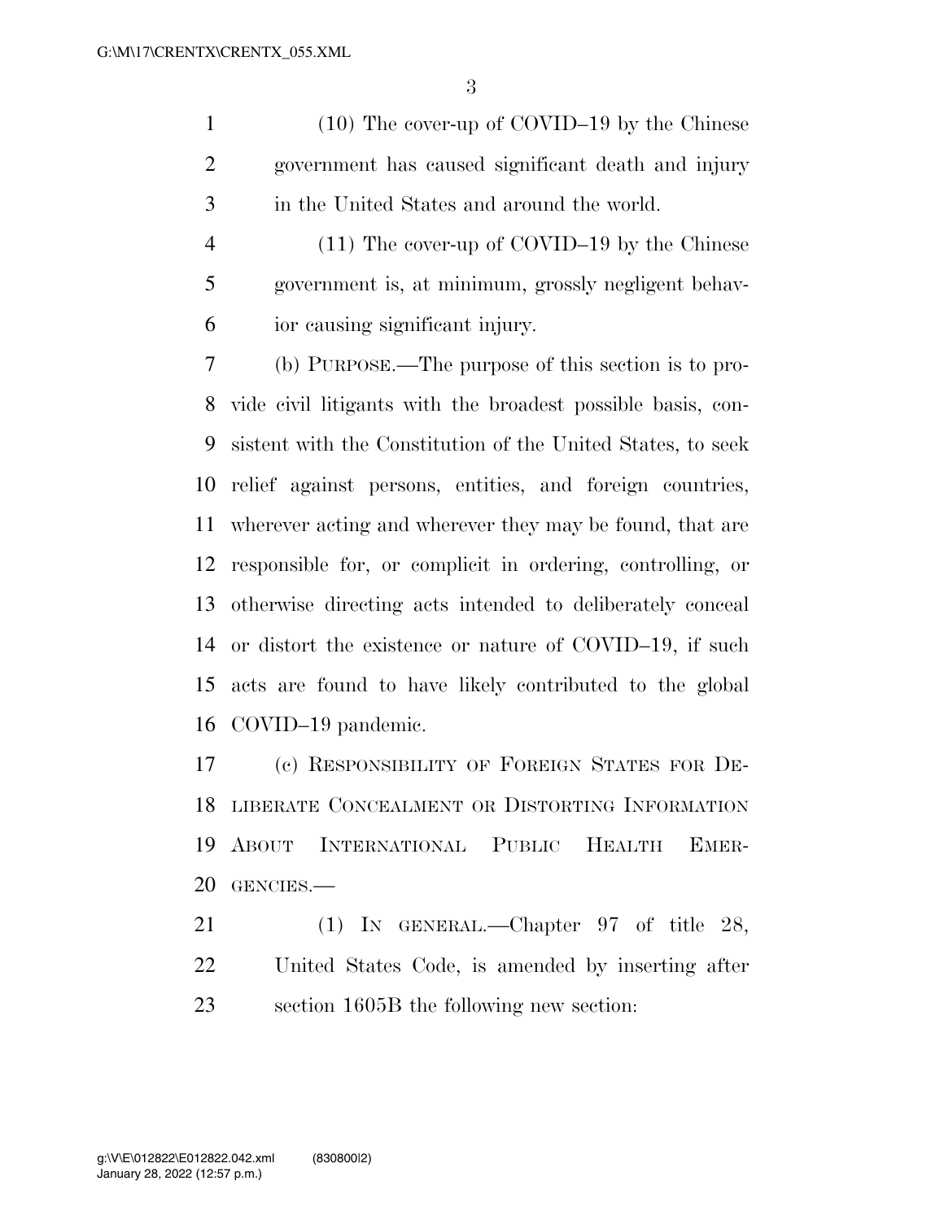(10) The cover-up of COVID–19 by the Chinese government has caused significant death and injury in the United States and around the world.

(11) The cover-up of COVID–19 by the Chinese government is, at minimum, grossly negligent behavior causing significant injury.

(b) PURPOSE.—The purpose of this section is to provide civil litigants with the broadest possible basis, consistent with the Constitution of the United States, to seek relief against persons, entities, and foreign countries, wherever acting and wherever they may be found, that are responsible for, or complicit in ordering, controlling, or otherwise directing acts intended to deliberately conceal or distort the existence or nature of COVID–19, if such acts are found to have likely contributed to the global COVID–19 pandemic.

(c) RESPONSIBILITY OF FOREIGN STATES FOR DELIBERATE CONCEALMENT OR DISTORTING INFORMATION ABOUT INTERNATIONAL PUBLIC HEALTH EMERGENCIES.—

(1) IN GENERAL.—Chapter 97 of title 28, United States Code, is amended by inserting after section 1605B the following new section: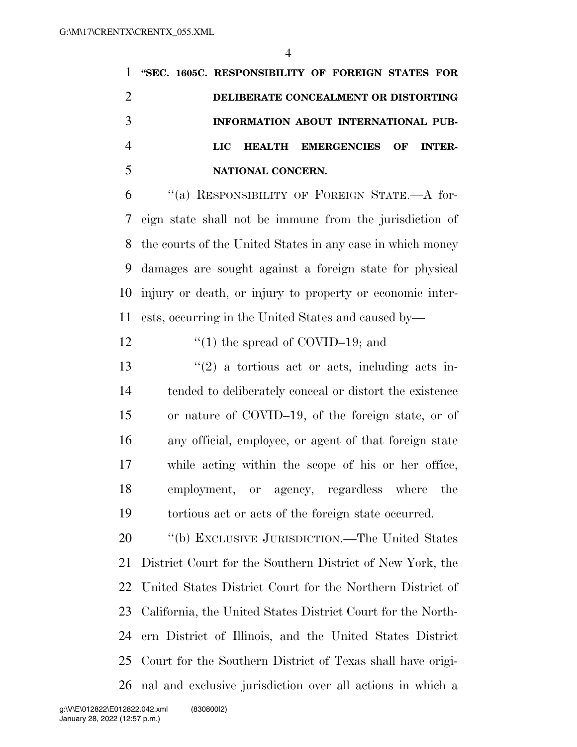**"SEC. 1605C. RESPONSIBILITY OF FOREIGN STATES FOR DELIBERATE CONCEALMENT OR DISTORTING INFORMATION ABOUT INTERNATIONAL PUBLIC HEALTH EMERGENCIES OF INTERNATIONAL CONCERN.**

"(a) RESPONSIBILITY OF FOREIGN STATE.—A foreign state shall not be immune from the jurisdiction of the courts of the United States in any case in which money damages are sought against a foreign state for physical injury or death, or injury to property or economic interests, occurring in the United States and caused by—

"(1) the spread of COVID–19; and

"(2) a tortious act or acts, including acts intended to deliberately conceal or distort the existence or nature of COVID–19, of the foreign state, or of any official, employee, or agent of that foreign state while acting within the scope of his or her office, employment, or agency, regardless where the tortious act or acts of the foreign state occurred.

"(b) EXCLUSIVE JURISDICTION.—The United States District Court for the Southern District of New York, the United States District Court for the Northern District of California, the United States District Court for the Northern District of Illinois, and the United States District Court for the Southern District of Texas shall have original and exclusive jurisdiction over all actions in which a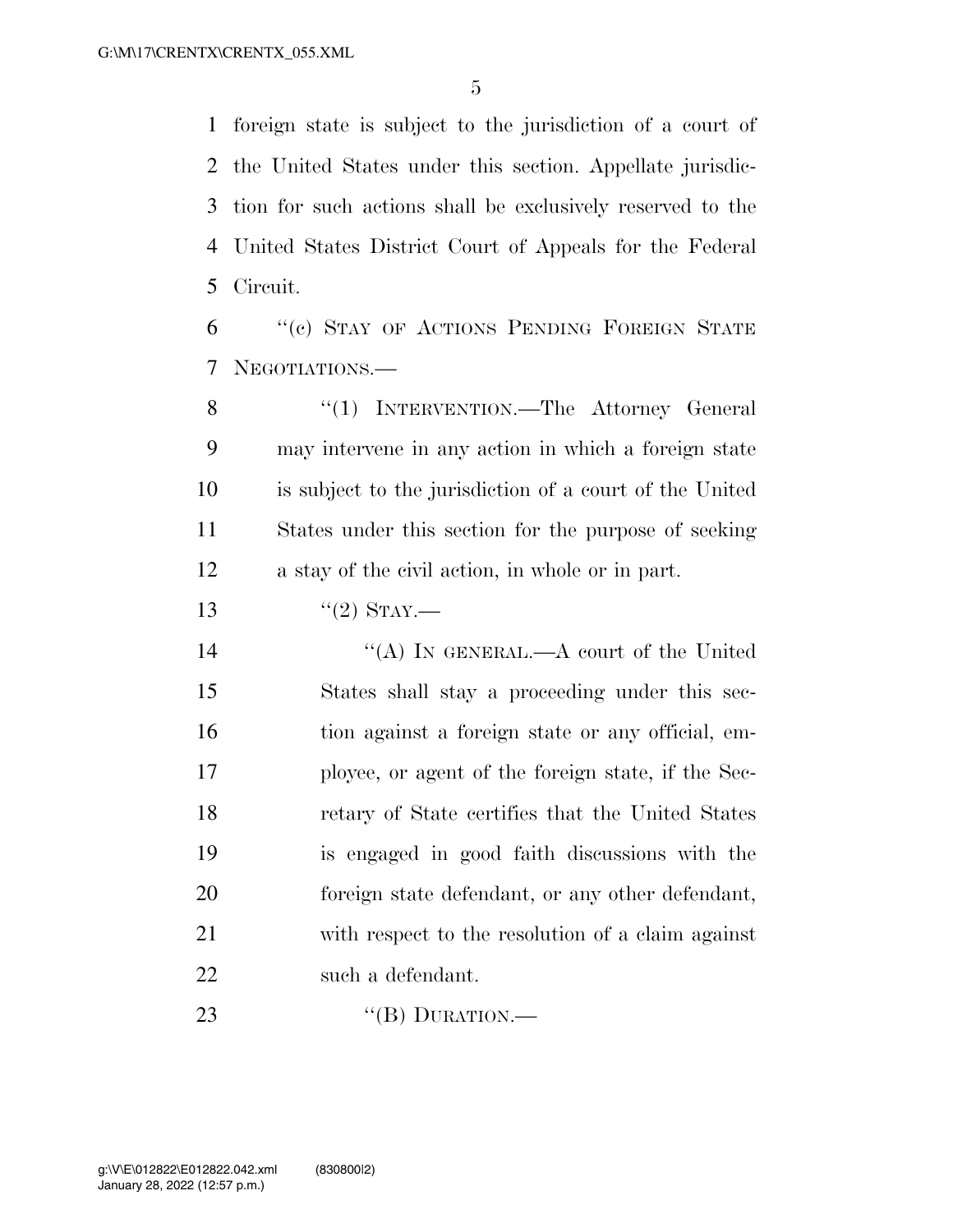foreign state is subject to the jurisdiction of a court of the United States under this section. Appellate jurisdiction for such actions shall be exclusively reserved to the United States District Court of Appeals for the Federal Circuit.

"(c) STAY OF ACTIONS PENDING FOREIGN STATE NEGOTIATIONS.—

"(1) INTERVENTION.—The Attorney General may intervene in any action in which a foreign state is subject to the jurisdiction of a court of the United States under this section for the purpose of seeking a stay of the civil action, in whole or in part.

"(2) STAY.—

"(A) IN GENERAL.—A court of the United States shall stay a proceeding under this section against a foreign state or any official, employee, or agent of the foreign state, if the Secretary of State certifies that the United States is engaged in good faith discussions with the foreign state defendant, or any other defendant, with respect to the resolution of a claim against such a defendant.

"(B) DURATION.—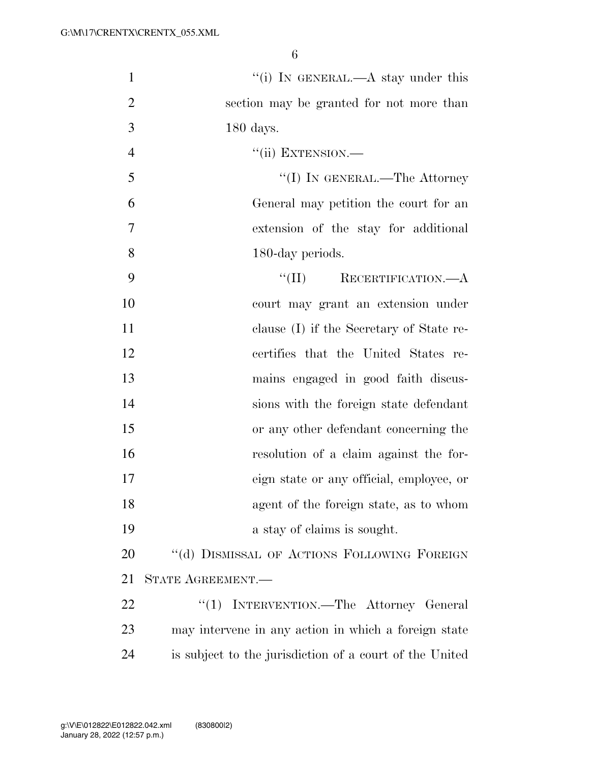"(i) IN GENERAL.—A stay under this section may be granted for not more than 180 days.

"(ii) EXTENSION.—

"(I) IN GENERAL.—The Attorney General may petition the court for an extension of the stay for additional 180-day periods.

"(II) RECERTIFICATION.—A court may grant an extension under clause (I) if the Secretary of State recertifies that the United States remains engaged in good faith discussions with the foreign state defendant or any other defendant concerning the resolution of a claim against the foreign state or any official, employee, or agent of the foreign state, as to whom a stay of claims is sought.

"(d) DISMISSAL OF ACTIONS FOLLOWING FOREIGN STATE AGREEMENT.—

"(1) INTERVENTION.—The Attorney General may intervene in any action in which a foreign state is subject to the jurisdiction of a court of the United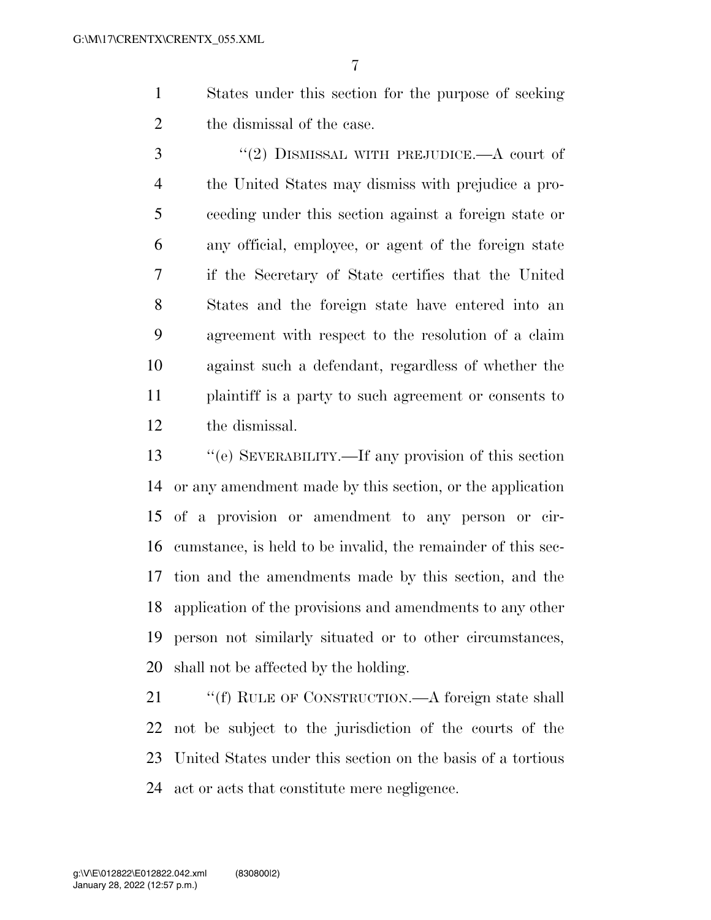States under this section for the purpose of seeking the dismissal of the case.

''(2) DISMISSAL WITH PREJUDICE.—A court of the United States may dismiss with prejudice a proceeding under this section against a foreign state or any official, employee, or agent of the foreign state if the Secretary of State certifies that the United States and the foreign state have entered into an agreement with respect to the resolution of a claim against such a defendant, regardless of whether the plaintiff is a party to such agreement or consents to the dismissal.

''(e) SEVERABILITY.—If any provision of this section or any amendment made by this section, or the application of a provision or amendment to any person or circumstance, is held to be invalid, the remainder of this section and the amendments made by this section, and the application of the provisions and amendments to any other person not similarly situated or to other circumstances, shall not be affected by the holding.

''(f) RULE OF CONSTRUCTION.—A foreign state shall not be subject to the jurisdiction of the courts of the United States under this section on the basis of a tortious act or acts that constitute mere negligence.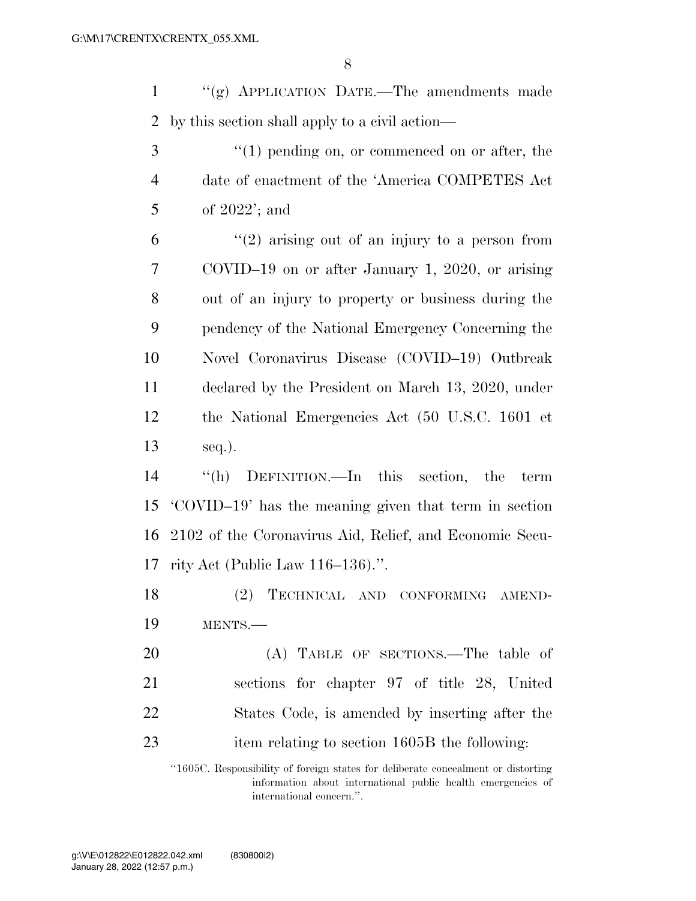''(g) APPLICATION DATE.—The amendments made by this section shall apply to a civil action—

''(1) pending on, or commenced on or after, the date of enactment of the 'America COMPETES Act of 2022'; and

''(2) arising out of an injury to a person from COVID–19 on or after January 1, 2020, or arising out of an injury to property or business during the pendency of the National Emergency Concerning the Novel Coronavirus Disease (COVID–19) Outbreak declared by the President on March 13, 2020, under the National Emergencies Act (50 U.S.C. 1601 et seq.).

''(h) DEFINITION.—In this section, the term 'COVID–19' has the meaning given that term in section 2102 of the Coronavirus Aid, Relief, and Economic Security Act (Public Law 116–136).''.

(2) TECHNICAL AND CONFORMING AMENDMENTS.—

(A) TABLE OF SECTIONS.—The table of sections for chapter 97 of title 28, United States Code, is amended by inserting after the item relating to section 1605B the following:

''1605C. Responsibility of foreign states for deliberate concealment or distorting information about international public health emergencies of international concern.''.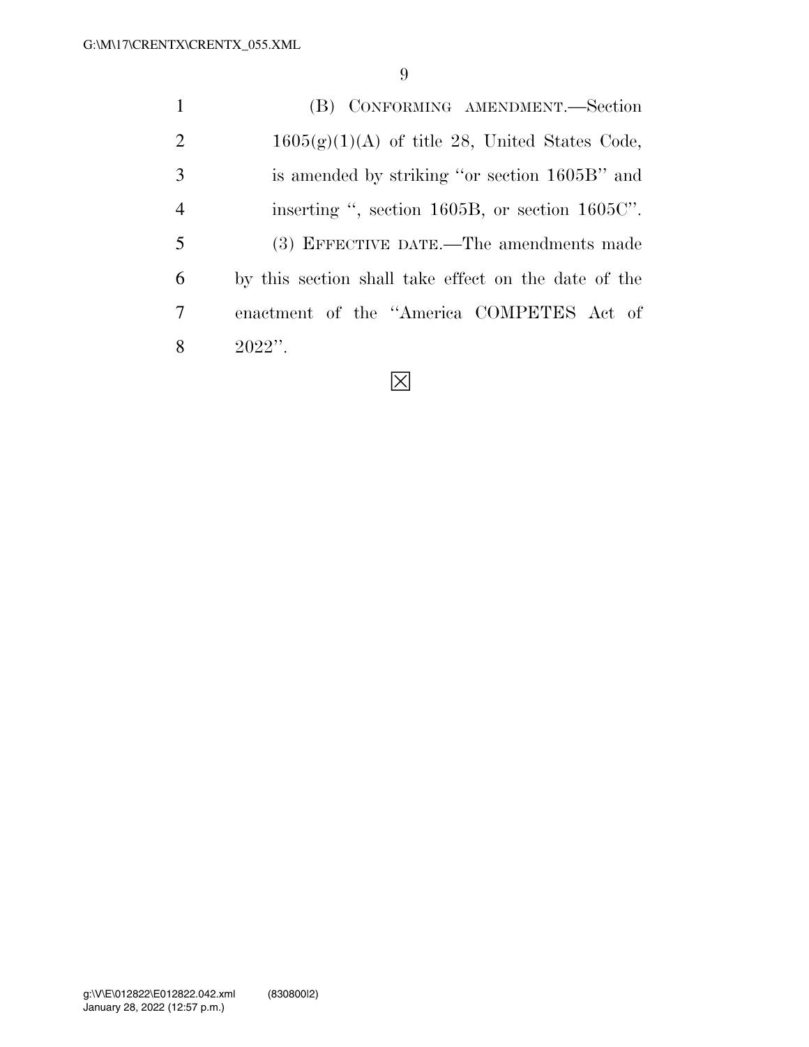(B) CONFORMING AMENDMENT.—Section 1605(g)(1)(A) of title 28, United States Code, is amended by striking ''or section 1605B'' and inserting '', section 1605B, or section 1605C''.

(3) EFFECTIVE DATE.—The amendments made by this section shall take effect on the date of the enactment of the ''America COMPETES Act of 2022''.

☒